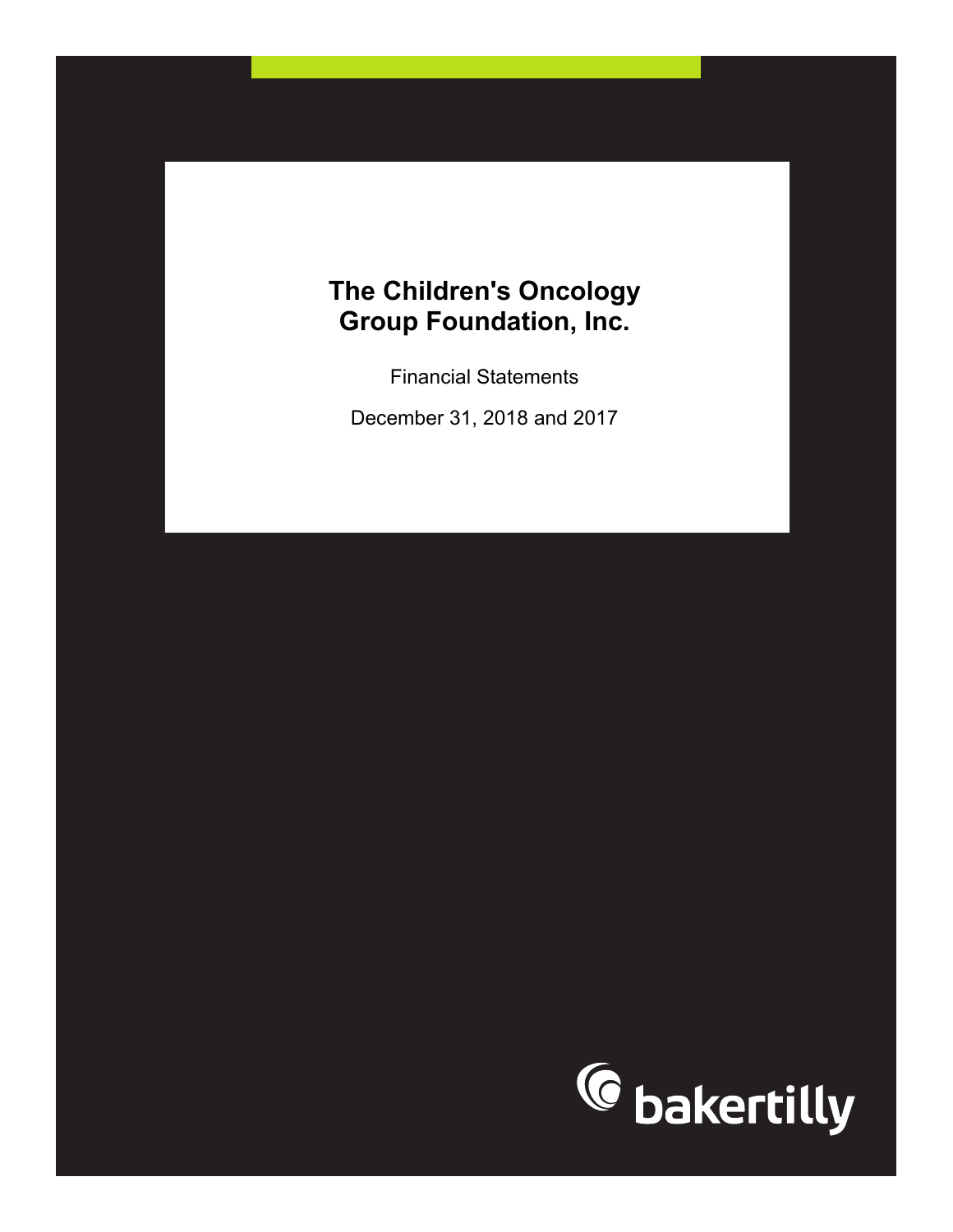# The Children's Oncology Group Foundation, Inc.

Financial Statements

December 31, 2018 and 2017

bakertilly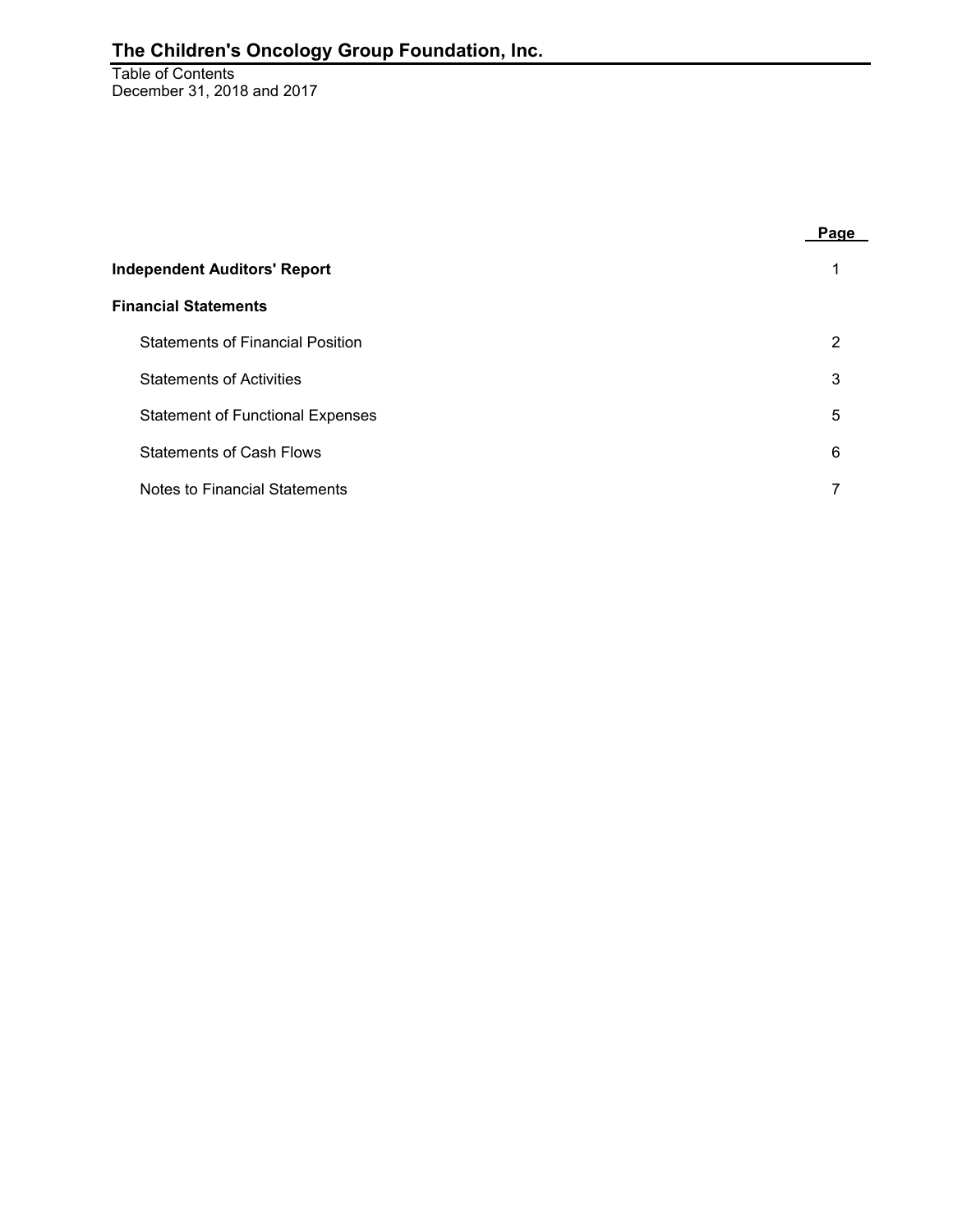# The Children's Oncology Group Foundation, Inc.

Table of Contents
December 31, 2018 and 2017

| | Page |
|---|---|
| **Independent Auditors' Report** | 1 |
| **Financial Statements** | |
| Statements of Financial Position | 2 |
| Statements of Activities | 3 |
| Statement of Functional Expenses | 5 |
| Statements of Cash Flows | 6 |
| Notes to Financial Statements | 7 |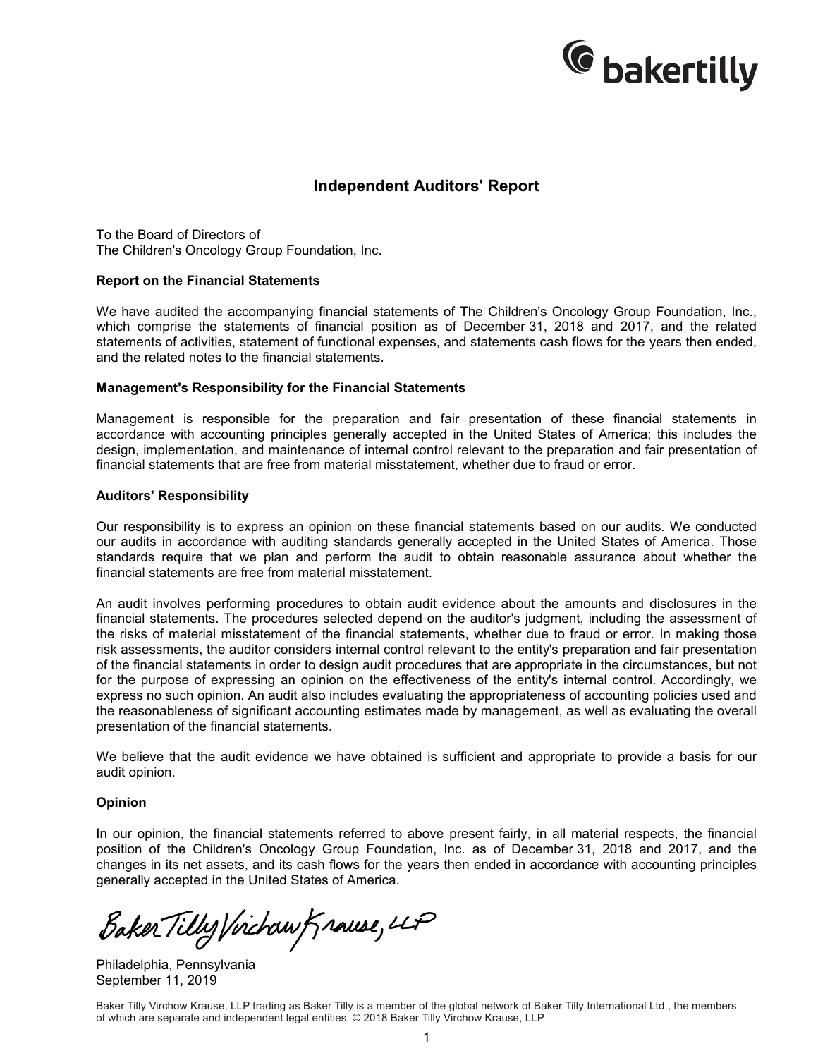bakertilly

# Independent Auditors' Report

To the Board of Directors of
The Children's Oncology Group Foundation, Inc.

**Report on the Financial Statements**

We have audited the accompanying financial statements of The Children's Oncology Group Foundation, Inc., which comprise the statements of financial position as of December 31, 2018 and 2017, and the related statements of activities, statement of functional expenses, and statements cash flows for the years then ended, and the related notes to the financial statements.

**Management's Responsibility for the Financial Statements**

Management is responsible for the preparation and fair presentation of these financial statements in accordance with accounting principles generally accepted in the United States of America; this includes the design, implementation, and maintenance of internal control relevant to the preparation and fair presentation of financial statements that are free from material misstatement, whether due to fraud or error.

**Auditors' Responsibility**

Our responsibility is to express an opinion on these financial statements based on our audits. We conducted our audits in accordance with auditing standards generally accepted in the United States of America. Those standards require that we plan and perform the audit to obtain reasonable assurance about whether the financial statements are free from material misstatement.

An audit involves performing procedures to obtain audit evidence about the amounts and disclosures in the financial statements. The procedures selected depend on the auditor's judgment, including the assessment of the risks of material misstatement of the financial statements, whether due to fraud or error. In making those risk assessments, the auditor considers internal control relevant to the entity's preparation and fair presentation of the financial statements in order to design audit procedures that are appropriate in the circumstances, but not for the purpose of expressing an opinion on the effectiveness of the entity's internal control. Accordingly, we express no such opinion. An audit also includes evaluating the appropriateness of accounting policies used and the reasonableness of significant accounting estimates made by management, as well as evaluating the overall presentation of the financial statements.

We believe that the audit evidence we have obtained is sufficient and appropriate to provide a basis for our audit opinion.

**Opinion**

In our opinion, the financial statements referred to above present fairly, in all material respects, the financial position of the Children's Oncology Group Foundation, Inc. as of December 31, 2018 and 2017, and the changes in its net assets, and its cash flows for the years then ended in accordance with accounting principles generally accepted in the United States of America.

Baker Tilly Virchow Krause, LLP

Philadelphia, Pennsylvania
September 11, 2019

Baker Tilly Virchow Krause, LLP trading as Baker Tilly is a member of the global network of Baker Tilly International Ltd., the members of which are separate and independent legal entities. © 2018 Baker Tilly Virchow Krause, LLP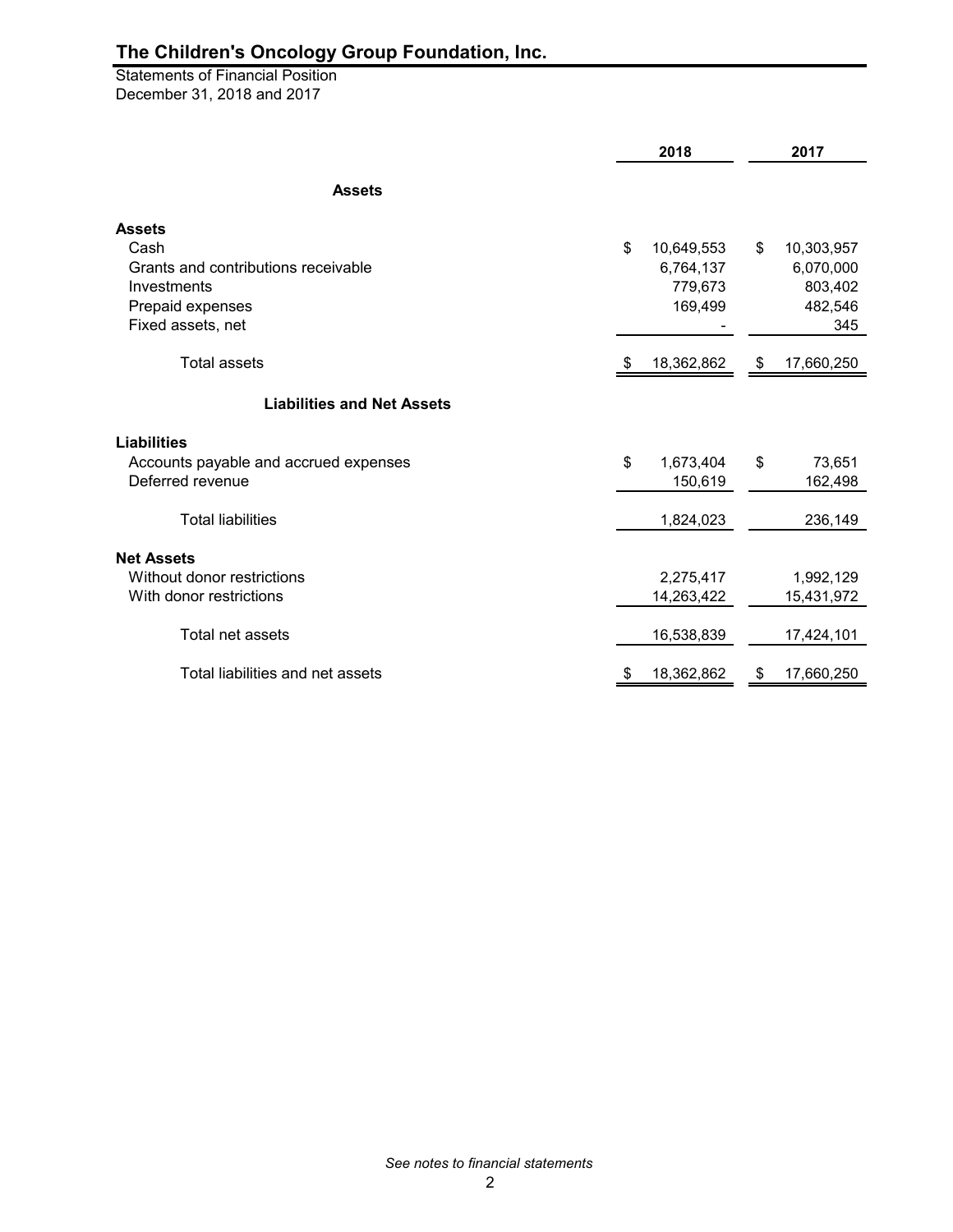# The Children's Oncology Group Foundation, Inc.

Statements of Financial Position
December 31, 2018 and 2017

| | 2018 | 2017 |
|---|---|---|
| **Assets** | | |
| **Assets** | | |
| Cash | $ 10,649,553 | $ 10,303,957 |
| Grants and contributions receivable | 6,764,137 | 6,070,000 |
| Investments | 779,673 | 803,402 |
| Prepaid expenses | 169,499 | 482,546 |
| Fixed assets, net | - | 345 |
| Total assets | $ 18,362,862 | $ 17,660,250 |
| **Liabilities and Net Assets** | | |
| **Liabilities** | | |
| Accounts payable and accrued expenses | $ 1,673,404 | $ 73,651 |
| Deferred revenue | 150,619 | 162,498 |
| Total liabilities | 1,824,023 | 236,149 |
| **Net Assets** | | |
| Without donor restrictions | 2,275,417 | 1,992,129 |
| With donor restrictions | 14,263,422 | 15,431,972 |
| Total net assets | 16,538,839 | 17,424,101 |
| Total liabilities and net assets | $ 18,362,862 | $ 17,660,250 |

*See notes to financial statements*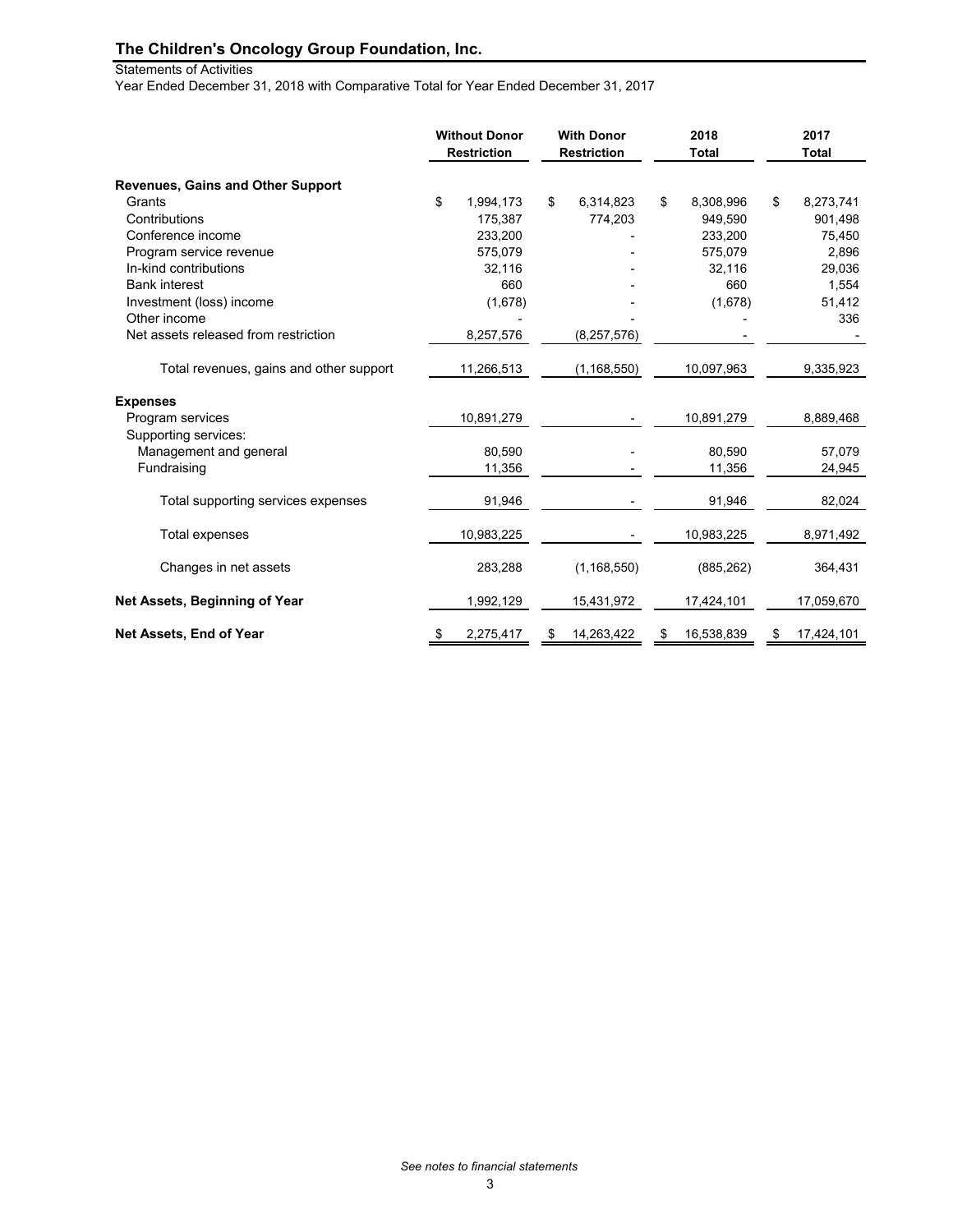# The Children's Oncology Group Foundation, Inc.

Statements of Activities

Year Ended December 31, 2018 with Comparative Total for Year Ended December 31, 2017

| | Without Donor Restriction | With Donor Restriction | 2018 Total | 2017 Total |
|---|---|---|---|---|
| **Revenues, Gains and Other Support** | | | | |
| Grants | $ 1,994,173 | $ 6,314,823 | $ 8,308,996 | $ 8,273,741 |
| Contributions | 175,387 | 774,203 | 949,590 | 901,498 |
| Conference income | 233,200 | - | 233,200 | 75,450 |
| Program service revenue | 575,079 | - | 575,079 | 2,896 |
| In-kind contributions | 32,116 | - | 32,116 | 29,036 |
| Bank interest | 660 | - | 660 | 1,554 |
| Investment (loss) income | (1,678) | - | (1,678) | 51,412 |
| Other income | - | - | - | 336 |
| Net assets released from restriction | 8,257,576 | (8,257,576) | - | - |
| Total revenues, gains and other support | 11,266,513 | (1,168,550) | 10,097,963 | 9,335,923 |
| **Expenses** | | | | |
| Program services | 10,891,279 | - | 10,891,279 | 8,889,468 |
| Supporting services: | | | | |
| Management and general | 80,590 | - | 80,590 | 57,079 |
| Fundraising | 11,356 | - | 11,356 | 24,945 |
| Total supporting services expenses | 91,946 | - | 91,946 | 82,024 |
| Total expenses | 10,983,225 | - | 10,983,225 | 8,971,492 |
| Changes in net assets | 283,288 | (1,168,550) | (885,262) | 364,431 |
| **Net Assets, Beginning of Year** | 1,992,129 | 15,431,972 | 17,424,101 | 17,059,670 |
| **Net Assets, End of Year** | $ 2,275,417 | $ 14,263,422 | $ 16,538,839 | $ 17,424,101 |

*See notes to financial statements*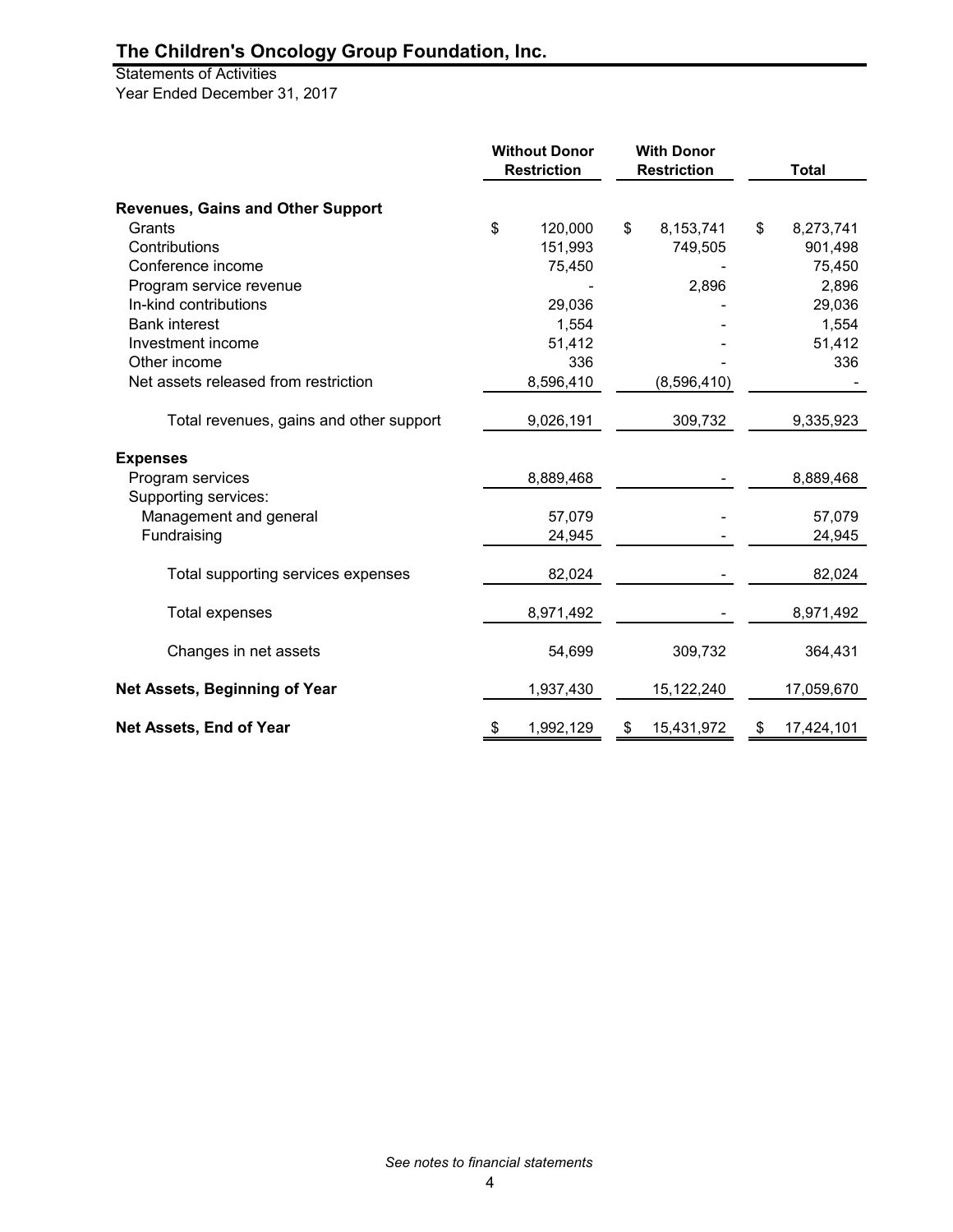# The Children's Oncology Group Foundation, Inc.

Statements of Activities
Year Ended December 31, 2017

| | Without Donor Restriction | With Donor Restriction | Total |
|---|---|---|---|
| **Revenues, Gains and Other Support** | | | |
| Grants | $ 120,000 | $ 8,153,741 | $ 8,273,741 |
| Contributions | 151,993 | 749,505 | 901,498 |
| Conference income | 75,450 | - | 75,450 |
| Program service revenue | - | 2,896 | 2,896 |
| In-kind contributions | 29,036 | - | 29,036 |
| Bank interest | 1,554 | - | 1,554 |
| Investment income | 51,412 | - | 51,412 |
| Other income | 336 | - | 336 |
| Net assets released from restriction | 8,596,410 | (8,596,410) | - |
| Total revenues, gains and other support | 9,026,191 | 309,732 | 9,335,923 |
| **Expenses** | | | |
| Program services | 8,889,468 | - | 8,889,468 |
| Supporting services: | | | |
| Management and general | 57,079 | - | 57,079 |
| Fundraising | 24,945 | - | 24,945 |
| Total supporting services expenses | 82,024 | - | 82,024 |
| Total expenses | 8,971,492 | - | 8,971,492 |
| Changes in net assets | 54,699 | 309,732 | 364,431 |
| **Net Assets, Beginning of Year** | 1,937,430 | 15,122,240 | 17,059,670 |
| **Net Assets, End of Year** | $ 1,992,129 | $ 15,431,972 | $ 17,424,101 |

*See notes to financial statements*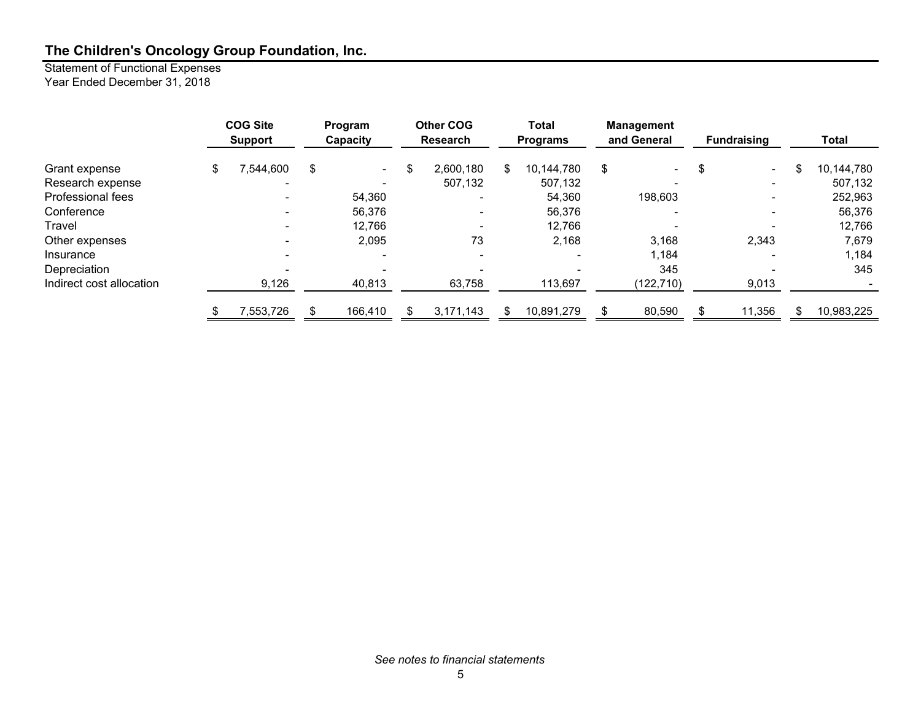# The Children's Oncology Group Foundation, Inc.

Statement of Functional Expenses
Year Ended December 31, 2018

| | COG Site Support | Program Capacity | Other COG Research | Total Programs | Management and General | Fundraising | Total |
|---|---|---|---|---|---|---|---|
| Grant expense | $ 7,544,600 | $ - | $ 2,600,180 | $ 10,144,780 | $ - | $ - | $ 10,144,780 |
| Research expense | - | - | 507,132 | 507,132 | - | - | 507,132 |
| Professional fees | - | 54,360 | - | 54,360 | 198,603 | - | 252,963 |
| Conference | - | 56,376 | - | 56,376 | - | - | 56,376 |
| Travel | - | 12,766 | - | 12,766 | - | - | 12,766 |
| Other expenses | - | 2,095 | 73 | 2,168 | 3,168 | 2,343 | 7,679 |
| Insurance | - | - | - | - | 1,184 | - | 1,184 |
| Depreciation | - | - | - | - | 345 | - | 345 |
| Indirect cost allocation | 9,126 | 40,813 | 63,758 | 113,697 | (122,710) | 9,013 | - |
| | $ 7,553,726 | $ 166,410 | $ 3,171,143 | $ 10,891,279 | $ 80,590 | $ 11,356 | $ 10,983,225 |

*See notes to financial statements*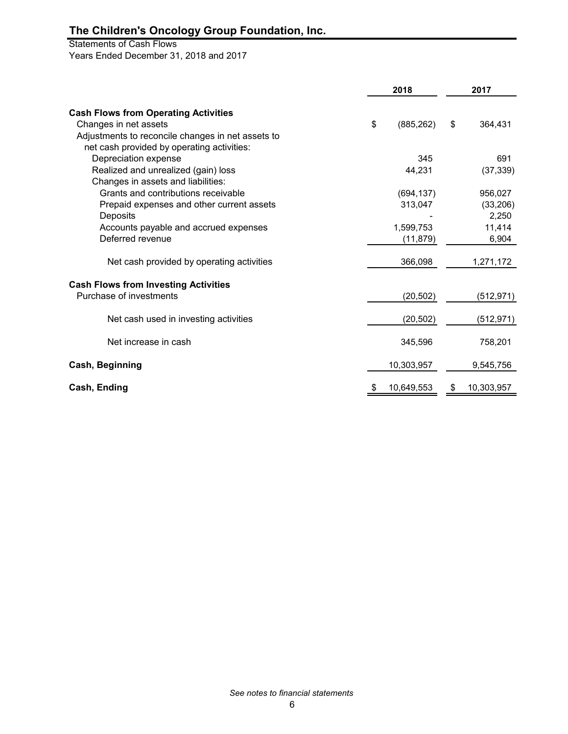# The Children's Oncology Group Foundation, Inc.

Statements of Cash Flows
Years Ended December 31, 2018 and 2017

| | 2018 | 2017 |
|---|---|---|
| **Cash Flows from Operating Activities** | | |
| Changes in net assets | $ (885,262) | $ 364,431 |
| Adjustments to reconcile changes in net assets to net cash provided by operating activities: | | |
| Depreciation expense | 345 | 691 |
| Realized and unrealized (gain) loss | 44,231 | (37,339) |
| Changes in assets and liabilities: | | |
| Grants and contributions receivable | (694,137) | 956,027 |
| Prepaid expenses and other current assets | 313,047 | (33,206) |
| Deposits | - | 2,250 |
| Accounts payable and accrued expenses | 1,599,753 | 11,414 |
| Deferred revenue | (11,879) | 6,904 |
| Net cash provided by operating activities | 366,098 | 1,271,172 |
| **Cash Flows from Investing Activities** | | |
| Purchase of investments | (20,502) | (512,971) |
| Net cash used in investing activities | (20,502) | (512,971) |
| Net increase in cash | 345,596 | 758,201 |
| **Cash, Beginning** | 10,303,957 | 9,545,756 |
| **Cash, Ending** | $ 10,649,553 | $ 10,303,957 |

*See notes to financial statements*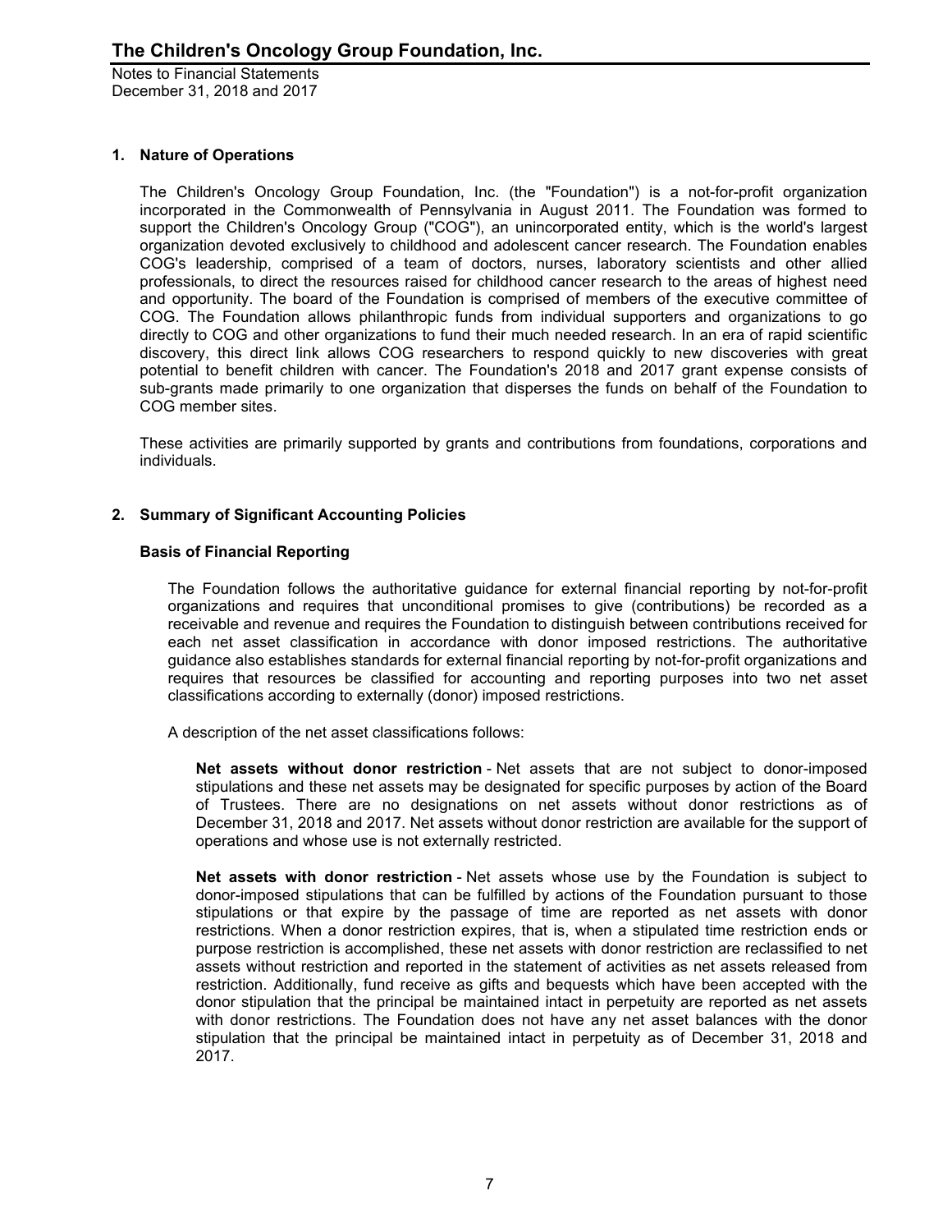**The Children's Oncology Group Foundation, Inc.**

Notes to Financial Statements
December 31, 2018 and 2017

## 1. Nature of Operations

The Children's Oncology Group Foundation, Inc. (the "Foundation") is a not-for-profit organization incorporated in the Commonwealth of Pennsylvania in August 2011. The Foundation was formed to support the Children's Oncology Group ("COG"), an unincorporated entity, which is the world's largest organization devoted exclusively to childhood and adolescent cancer research. The Foundation enables COG's leadership, comprised of a team of doctors, nurses, laboratory scientists and other allied professionals, to direct the resources raised for childhood cancer research to the areas of highest need and opportunity. The board of the Foundation is comprised of members of the executive committee of COG. The Foundation allows philanthropic funds from individual supporters and organizations to go directly to COG and other organizations to fund their much needed research. In an era of rapid scientific discovery, this direct link allows COG researchers to respond quickly to new discoveries with great potential to benefit children with cancer. The Foundation's 2018 and 2017 grant expense consists of sub-grants made primarily to one organization that disperses the funds on behalf of the Foundation to COG member sites.

These activities are primarily supported by grants and contributions from foundations, corporations and individuals.

## 2. Summary of Significant Accounting Policies

### Basis of Financial Reporting

The Foundation follows the authoritative guidance for external financial reporting by not-for-profit organizations and requires that unconditional promises to give (contributions) be recorded as a receivable and revenue and requires the Foundation to distinguish between contributions received for each net asset classification in accordance with donor imposed restrictions. The authoritative guidance also establishes standards for external financial reporting by not-for-profit organizations and requires that resources be classified for accounting and reporting purposes into two net asset classifications according to externally (donor) imposed restrictions.

A description of the net asset classifications follows:

**Net assets without donor restriction** - Net assets that are not subject to donor-imposed stipulations and these net assets may be designated for specific purposes by action of the Board of Trustees. There are no designations on net assets without donor restrictions as of December 31, 2018 and 2017. Net assets without donor restriction are available for the support of operations and whose use is not externally restricted.

**Net assets with donor restriction** - Net assets whose use by the Foundation is subject to donor-imposed stipulations that can be fulfilled by actions of the Foundation pursuant to those stipulations or that expire by the passage of time are reported as net assets with donor restrictions. When a donor restriction expires, that is, when a stipulated time restriction ends or purpose restriction is accomplished, these net assets with donor restriction are reclassified to net assets without restriction and reported in the statement of activities as net assets released from restriction. Additionally, fund receive as gifts and bequests which have been accepted with the donor stipulation that the principal be maintained intact in perpetuity are reported as net assets with donor restrictions. The Foundation does not have any net asset balances with the donor stipulation that the principal be maintained intact in perpetuity as of December 31, 2018 and 2017.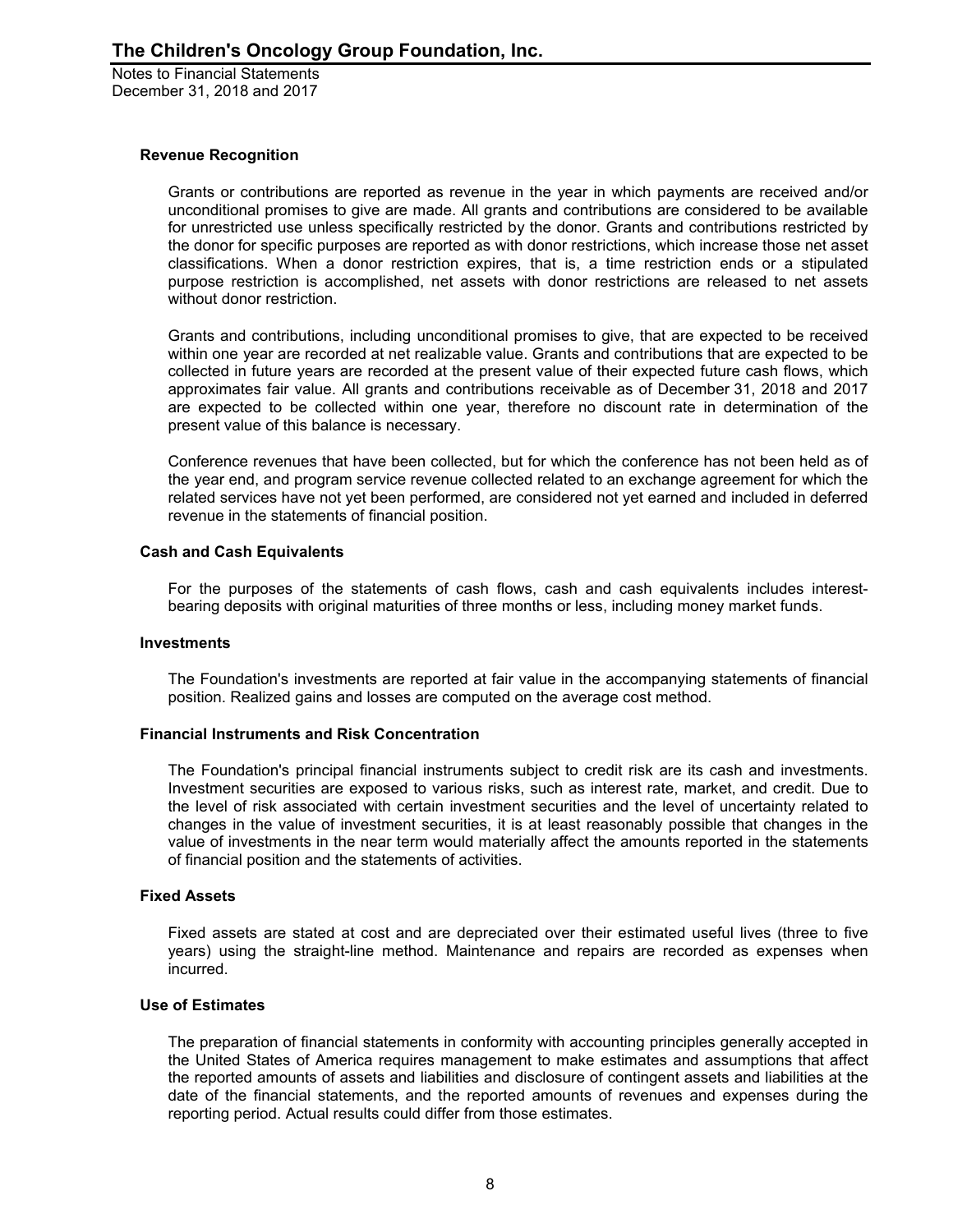### Revenue Recognition

Grants or contributions are reported as revenue in the year in which payments are received and/or unconditional promises to give are made. All grants and contributions are considered to be available for unrestricted use unless specifically restricted by the donor. Grants and contributions restricted by the donor for specific purposes are reported as with donor restrictions, which increase those net asset classifications. When a donor restriction expires, that is, a time restriction ends or a stipulated purpose restriction is accomplished, net assets with donor restrictions are released to net assets without donor restriction.

Grants and contributions, including unconditional promises to give, that are expected to be received within one year are recorded at net realizable value. Grants and contributions that are expected to be collected in future years are recorded at the present value of their expected future cash flows, which approximates fair value. All grants and contributions receivable as of December 31, 2018 and 2017 are expected to be collected within one year, therefore no discount rate in determination of the present value of this balance is necessary.

Conference revenues that have been collected, but for which the conference has not been held as of the year end, and program service revenue collected related to an exchange agreement for which the related services have not yet been performed, are considered not yet earned and included in deferred revenue in the statements of financial position.

### Cash and Cash Equivalents

For the purposes of the statements of cash flows, cash and cash equivalents includes interest-bearing deposits with original maturities of three months or less, including money market funds.

### Investments

The Foundation's investments are reported at fair value in the accompanying statements of financial position. Realized gains and losses are computed on the average cost method.

### Financial Instruments and Risk Concentration

The Foundation's principal financial instruments subject to credit risk are its cash and investments. Investment securities are exposed to various risks, such as interest rate, market, and credit. Due to the level of risk associated with certain investment securities and the level of uncertainty related to changes in the value of investment securities, it is at least reasonably possible that changes in the value of investments in the near term would materially affect the amounts reported in the statements of financial position and the statements of activities.

### Fixed Assets

Fixed assets are stated at cost and are depreciated over their estimated useful lives (three to five years) using the straight-line method. Maintenance and repairs are recorded as expenses when incurred.

### Use of Estimates

The preparation of financial statements in conformity with accounting principles generally accepted in the United States of America requires management to make estimates and assumptions that affect the reported amounts of assets and liabilities and disclosure of contingent assets and liabilities at the date of the financial statements, and the reported amounts of revenues and expenses during the reporting period. Actual results could differ from those estimates.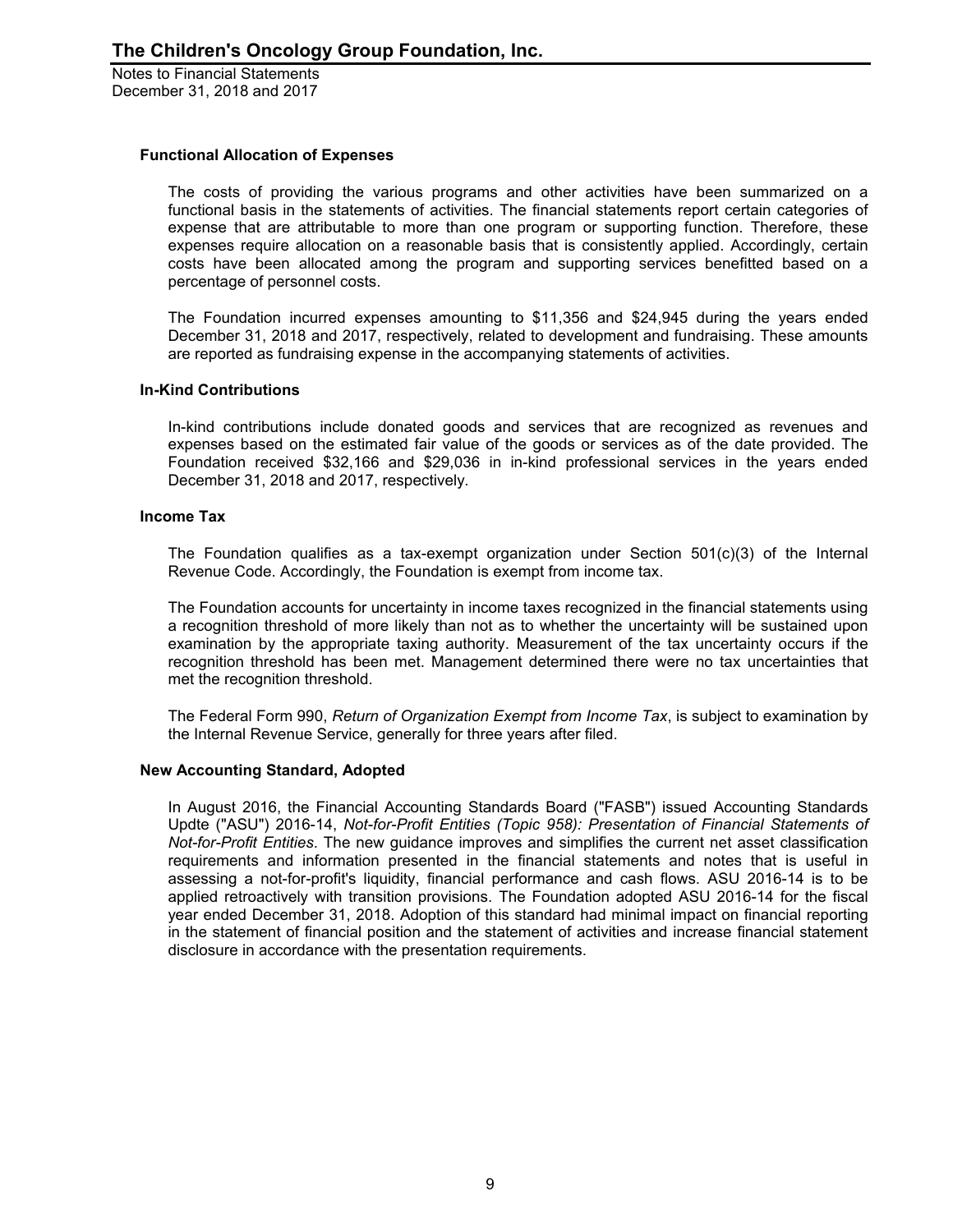### Functional Allocation of Expenses

The costs of providing the various programs and other activities have been summarized on a functional basis in the statements of activities. The financial statements report certain categories of expense that are attributable to more than one program or supporting function. Therefore, these expenses require allocation on a reasonable basis that is consistently applied. Accordingly, certain costs have been allocated among the program and supporting services benefitted based on a percentage of personnel costs.

The Foundation incurred expenses amounting to $11,356 and $24,945 during the years ended December 31, 2018 and 2017, respectively, related to development and fundraising. These amounts are reported as fundraising expense in the accompanying statements of activities.

### In-Kind Contributions

In-kind contributions include donated goods and services that are recognized as revenues and expenses based on the estimated fair value of the goods or services as of the date provided. The Foundation received $32,166 and $29,036 in in-kind professional services in the years ended December 31, 2018 and 2017, respectively.

### Income Tax

The Foundation qualifies as a tax-exempt organization under Section 501(c)(3) of the Internal Revenue Code. Accordingly, the Foundation is exempt from income tax.

The Foundation accounts for uncertainty in income taxes recognized in the financial statements using a recognition threshold of more likely than not as to whether the uncertainty will be sustained upon examination by the appropriate taxing authority. Measurement of the tax uncertainty occurs if the recognition threshold has been met. Management determined there were no tax uncertainties that met the recognition threshold.

The Federal Form 990, *Return of Organization Exempt from Income Tax*, is subject to examination by the Internal Revenue Service, generally for three years after filed.

### New Accounting Standard, Adopted

In August 2016, the Financial Accounting Standards Board ("FASB") issued Accounting Standards Updte ("ASU") 2016-14, *Not-for-Profit Entities (Topic 958): Presentation of Financial Statements of Not-for-Profit Entities*. The new guidance improves and simplifies the current net asset classification requirements and information presented in the financial statements and notes that is useful in assessing a not-for-profit's liquidity, financial performance and cash flows. ASU 2016-14 is to be applied retroactively with transition provisions. The Foundation adopted ASU 2016-14 for the fiscal year ended December 31, 2018. Adoption of this standard had minimal impact on financial reporting in the statement of financial position and the statement of activities and increase financial statement disclosure in accordance with the presentation requirements.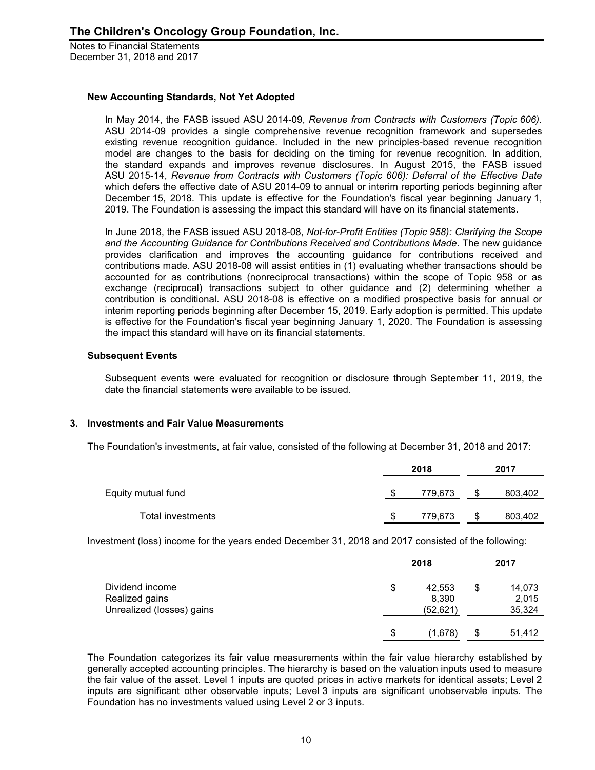### New Accounting Standards, Not Yet Adopted

In May 2014, the FASB issued ASU 2014-09, *Revenue from Contracts with Customers (Topic 606)*. ASU 2014-09 provides a single comprehensive revenue recognition framework and supersedes existing revenue recognition guidance. Included in the new principles-based revenue recognition model are changes to the basis for deciding on the timing for revenue recognition. In addition, the standard expands and improves revenue disclosures. In August 2015, the FASB issued ASU 2015-14, *Revenue from Contracts with Customers (Topic 606): Deferral of the Effective Date* which defers the effective date of ASU 2014-09 to annual or interim reporting periods beginning after December 15, 2018. This update is effective for the Foundation's fiscal year beginning January 1, 2019. The Foundation is assessing the impact this standard will have on its financial statements.

In June 2018, the FASB issued ASU 2018-08, *Not-for-Profit Entities (Topic 958): Clarifying the Scope and the Accounting Guidance for Contributions Received and Contributions Made*. The new guidance provides clarification and improves the accounting guidance for contributions received and contributions made. ASU 2018-08 will assist entities in (1) evaluating whether transactions should be accounted for as contributions (nonreciprocal transactions) within the scope of Topic 958 or as exchange (reciprocal) transactions subject to other guidance and (2) determining whether a contribution is conditional. ASU 2018-08 is effective on a modified prospective basis for annual or interim reporting periods beginning after December 15, 2019. Early adoption is permitted. This update is effective for the Foundation's fiscal year beginning January 1, 2020. The Foundation is assessing the impact this standard will have on its financial statements.

### Subsequent Events

Subsequent events were evaluated for recognition or disclosure through September 11, 2019, the date the financial statements were available to be issued.

## 3. Investments and Fair Value Measurements

The Foundation's investments, at fair value, consisted of the following at December 31, 2018 and 2017:

| | 2018 | 2017 |
|---|---|---|
| Equity mutual fund | $ 779,673 | $ 803,402 |
| Total investments | $ 779,673 | $ 803,402 |

Investment (loss) income for the years ended December 31, 2018 and 2017 consisted of the following:

| | 2018 | 2017 |
|---|---|---|
| Dividend income | $ 42,553 | $ 14,073 |
| Realized gains | 8,390 | 2,015 |
| Unrealized (losses) gains | (52,621) | 35,324 |
| | $ (1,678) | $ 51,412 |

The Foundation categorizes its fair value measurements within the fair value hierarchy established by generally accepted accounting principles. The hierarchy is based on the valuation inputs used to measure the fair value of the asset. Level 1 inputs are quoted prices in active markets for identical assets; Level 2 inputs are significant other observable inputs; Level 3 inputs are significant unobservable inputs. The Foundation has no investments valued using Level 2 or 3 inputs.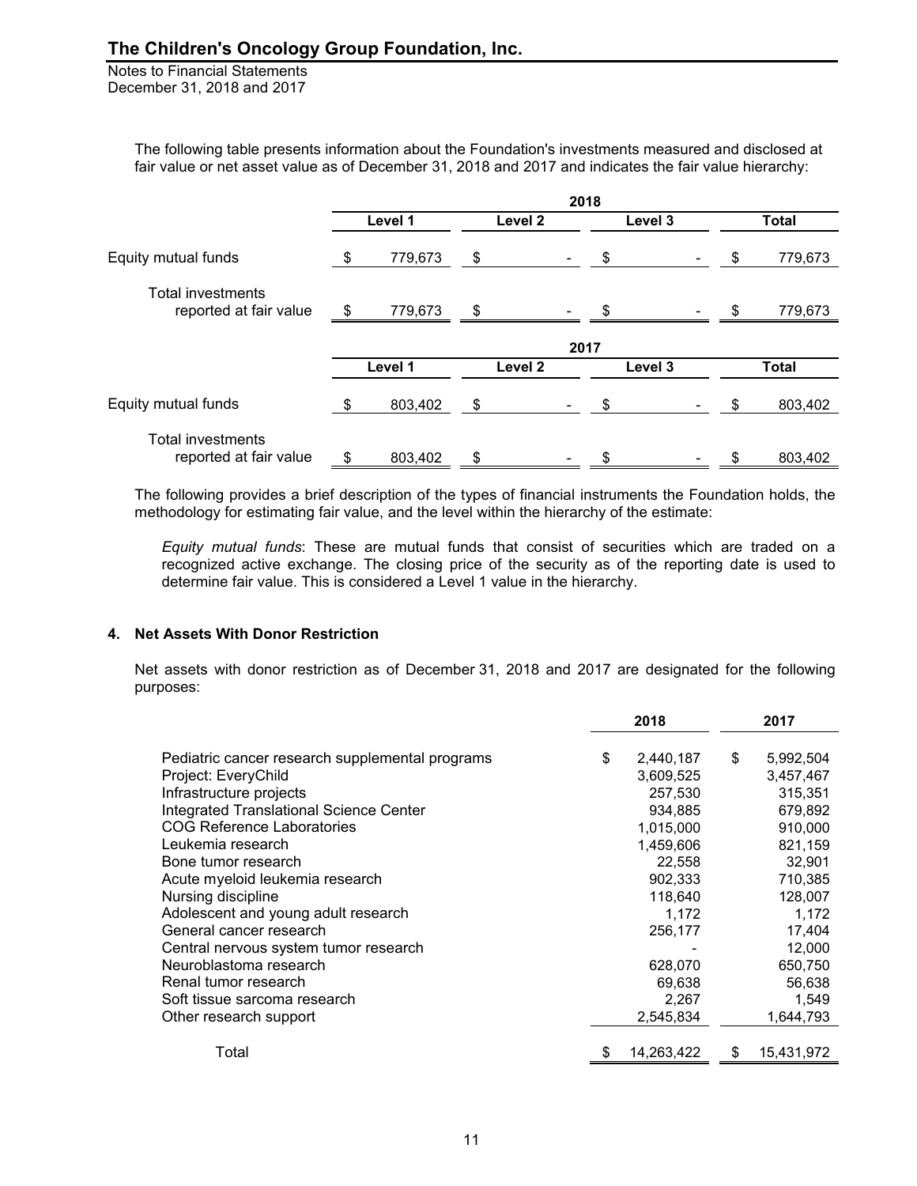The following table presents information about the Foundation's investments measured and disclosed at fair value or net asset value as of December 31, 2018 and 2017 and indicates the fair value hierarchy:

| | 2018 | | | |
|---|---|---|---|---|
| | Level 1 | Level 2 | Level 3 | Total |
| Equity mutual funds | $ 779,673 | $ - | $ - | $ 779,673 |
| Total investments reported at fair value | $ 779,673 | $ - | $ - | $ 779,673 |

| | 2017 | | | |
|---|---|---|---|---|
| | Level 1 | Level 2 | Level 3 | Total |
| Equity mutual funds | $ 803,402 | $ - | $ - | $ 803,402 |
| Total investments reported at fair value | $ 803,402 | $ - | $ - | $ 803,402 |

The following provides a brief description of the types of financial instruments the Foundation holds, the methodology for estimating fair value, and the level within the hierarchy of the estimate:

*Equity mutual funds*: These are mutual funds that consist of securities which are traded on a recognized active exchange. The closing price of the security as of the reporting date is used to determine fair value. This is considered a Level 1 value in the hierarchy.

### 4. Net Assets With Donor Restriction

Net assets with donor restriction as of December 31, 2018 and 2017 are designated for the following purposes:

| | 2018 | 2017 |
|---|---|---|
| Pediatric cancer research supplemental programs | $ 2,440,187 | $ 5,992,504 |
| Project: EveryChild | 3,609,525 | 3,457,467 |
| Infrastructure projects | 257,530 | 315,351 |
| Integrated Translational Science Center | 934,885 | 679,892 |
| COG Reference Laboratories | 1,015,000 | 910,000 |
| Leukemia research | 1,459,606 | 821,159 |
| Bone tumor research | 22,558 | 32,901 |
| Acute myeloid leukemia research | 902,333 | 710,385 |
| Nursing discipline | 118,640 | 128,007 |
| Adolescent and young adult research | 1,172 | 1,172 |
| General cancer research | 256,177 | 17,404 |
| Central nervous system tumor research | - | 12,000 |
| Neuroblastoma research | 628,070 | 650,750 |
| Renal tumor research | 69,638 | 56,638 |
| Soft tissue sarcoma research | 2,267 | 1,549 |
| Other research support | 2,545,834 | 1,644,793 |
| Total | $ 14,263,422 | $ 15,431,972 |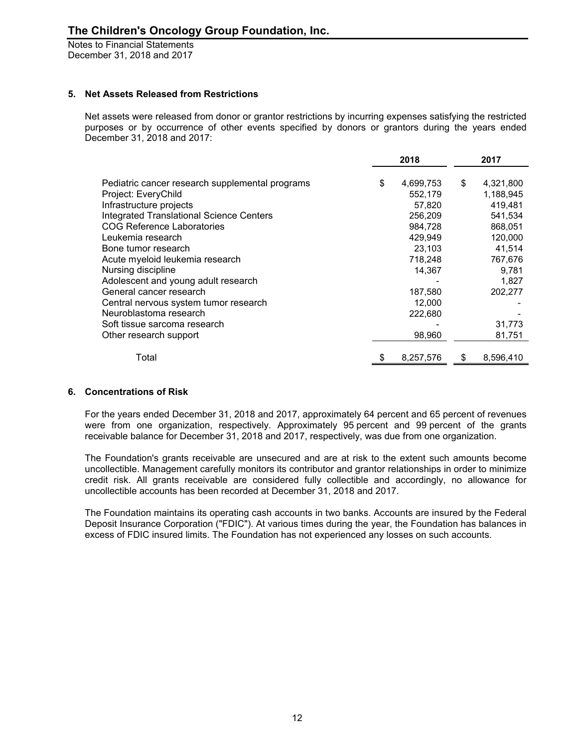## 5. Net Assets Released from Restrictions

Net assets were released from donor or grantor restrictions by incurring expenses satisfying the restricted purposes or by occurrence of other events specified by donors or grantors during the years ended December 31, 2018 and 2017:

| | 2018 | 2017 |
|---|---|---|
| Pediatric cancer research supplemental programs | $ 4,699,753 | $ 4,321,800 |
| Project: EveryChild | 552,179 | 1,188,945 |
| Infrastructure projects | 57,820 | 419,481 |
| Integrated Translational Science Centers | 256,209 | 541,534 |
| COG Reference Laboratories | 984,728 | 868,051 |
| Leukemia research | 429,949 | 120,000 |
| Bone tumor research | 23,103 | 41,514 |
| Acute myeloid leukemia research | 718,248 | 767,676 |
| Nursing discipline | 14,367 | 9,781 |
| Adolescent and young adult research | - | 1,827 |
| General cancer research | 187,580 | 202,277 |
| Central nervous system tumor research | 12,000 | - |
| Neuroblastoma research | 222,680 | - |
| Soft tissue sarcoma research | - | 31,773 |
| Other research support | 98,960 | 81,751 |
| Total | $ 8,257,576 | $ 8,596,410 |

## 6. Concentrations of Risk

For the years ended December 31, 2018 and 2017, approximately 64 percent and 65 percent of revenues were from one organization, respectively. Approximately 95 percent and 99 percent of the grants receivable balance for December 31, 2018 and 2017, respectively, was due from one organization.

The Foundation's grants receivable are unsecured and are at risk to the extent such amounts become uncollectible. Management carefully monitors its contributor and grantor relationships in order to minimize credit risk. All grants receivable are considered fully collectible and accordingly, no allowance for uncollectible accounts has been recorded at December 31, 2018 and 2017.

The Foundation maintains its operating cash accounts in two banks. Accounts are insured by the Federal Deposit Insurance Corporation ("FDIC"). At various times during the year, the Foundation has balances in excess of FDIC insured limits. The Foundation has not experienced any losses on such accounts.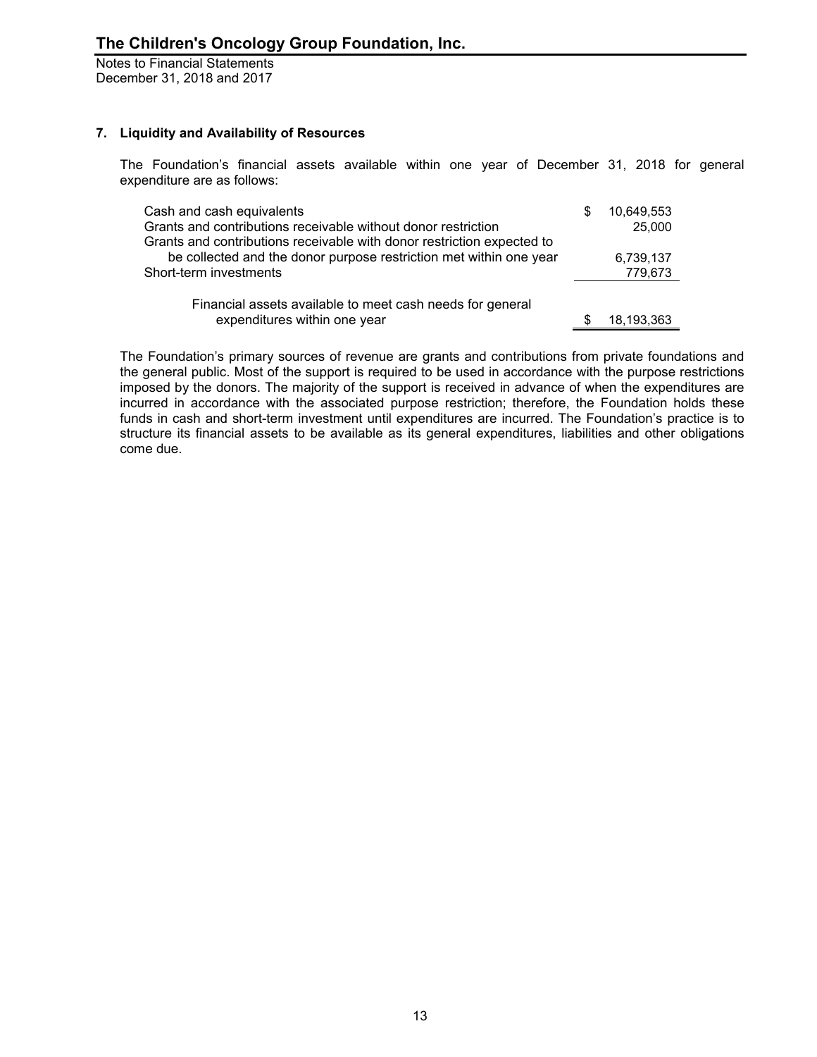## 7. Liquidity and Availability of Resources

The Foundation's financial assets available within one year of December 31, 2018 for general expenditure are as follows:

| | |
|---|---|
| Cash and cash equivalents | $ 10,649,553 |
| Grants and contributions receivable without donor restriction | 25,000 |
| Grants and contributions receivable with donor restriction expected to be collected and the donor purpose restriction met within one year | 6,739,137 |
| Short-term investments | 779,673 |
| Financial assets available to meet cash needs for general expenditures within one year | $ 18,193,363 |

The Foundation's primary sources of revenue are grants and contributions from private foundations and the general public. Most of the support is required to be used in accordance with the purpose restrictions imposed by the donors. The majority of the support is received in advance of when the expenditures are incurred in accordance with the associated purpose restriction; therefore, the Foundation holds these funds in cash and short-term investment until expenditures are incurred. The Foundation's practice is to structure its financial assets to be available as its general expenditures, liabilities and other obligations come due.